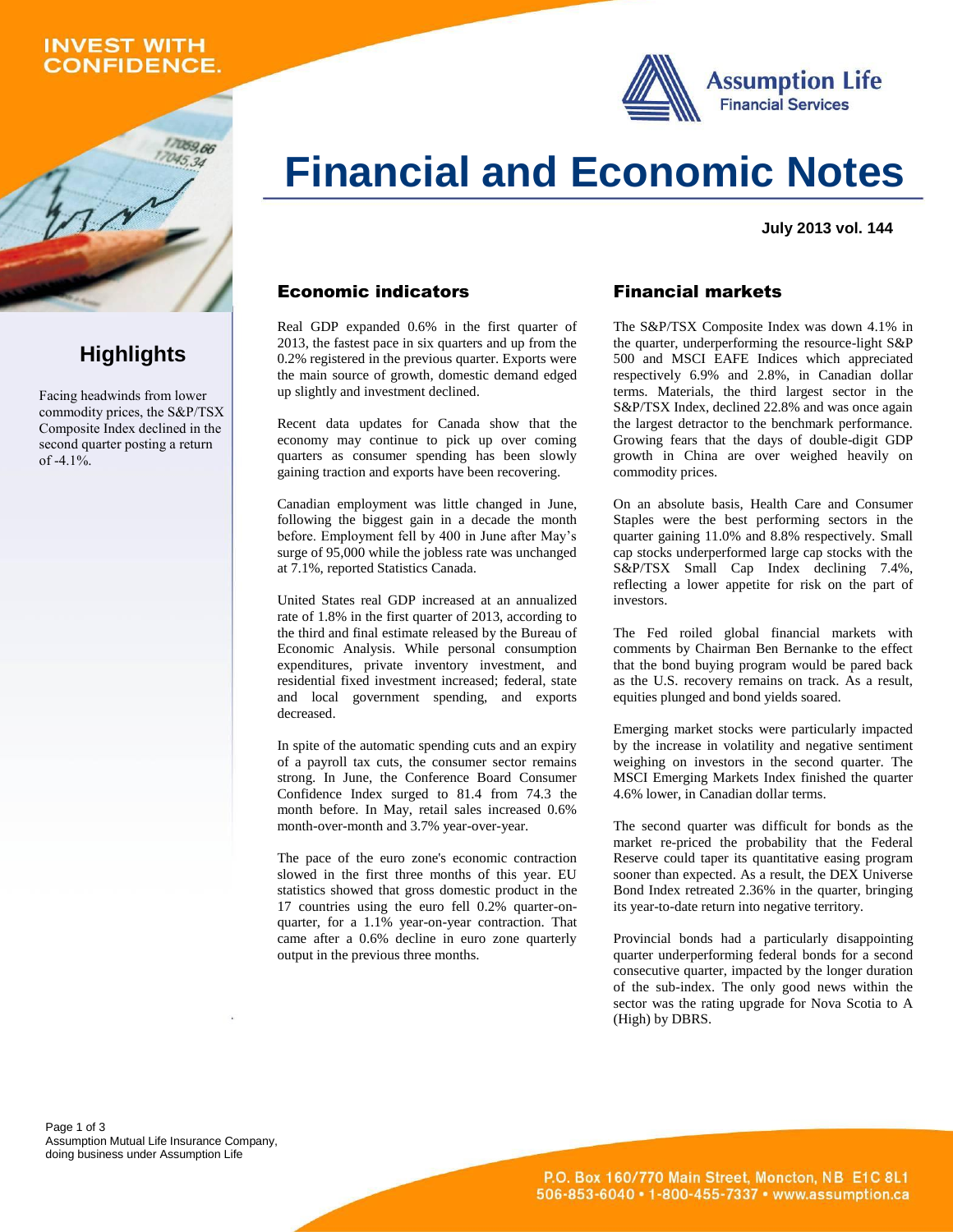INVEST WITH CONFIDENCE.

Assumption Life Financial Services

# Financial and Economic Notes

**July 2013 vol. 144**

## Highlights

Facing headwinds from lower commodity prices, the S&P/TSX Composite Index declined in the second quarter posting a return of -4.1%.

## Economic indicators

Real GDP expanded 0.6% in the first quarter of 2013, the fastest pace in six quarters and up from the 0.2% registered in the previous quarter. Exports were the main source of growth, domestic demand edged up slightly and investment declined.

Recent data updates for Canada show that the economy may continue to pick up over coming quarters as consumer spending has been slowly gaining traction and exports have been recovering.

Canadian employment was little changed in June, following the biggest gain in a decade the month before. Employment fell by 400 in June after May's surge of 95,000 while the jobless rate was unchanged at 7.1%, reported Statistics Canada.

United States real GDP increased at an annualized rate of 1.8% in the first quarter of 2013, according to the third and final estimate released by the Bureau of Economic Analysis. While personal consumption expenditures, private inventory investment, and residential fixed investment increased; federal, state and local government spending, and exports decreased.

In spite of the automatic spending cuts and an expiry of a payroll tax cuts, the consumer sector remains strong. In June, the Conference Board Consumer Confidence Index surged to 81.4 from 74.3 the month before. In May, retail sales increased 0.6% month-over-month and 3.7% year-over-year.

The pace of the euro zone's economic contraction slowed in the first three months of this year. EU statistics showed that gross domestic product in the 17 countries using the euro fell 0.2% quarter-on-quarter, for a 1.1% year-on-year contraction. That came after a 0.6% decline in euro zone quarterly output in the previous three months.

## Financial markets

The S&P/TSX Composite Index was down 4.1% in the quarter, underperforming the resource-light S&P 500 and MSCI EAFE Indices which appreciated respectively 6.9% and 2.8%, in Canadian dollar terms. Materials, the third largest sector in the S&P/TSX Index, declined 22.8% and was once again the largest detractor to the benchmark performance. Growing fears that the days of double-digit GDP growth in China are over weighed heavily on commodity prices.

On an absolute basis, Health Care and Consumer Staples were the best performing sectors in the quarter gaining 11.0% and 8.8% respectively. Small cap stocks underperformed large cap stocks with the S&P/TSX Small Cap Index declining 7.4%, reflecting a lower appetite for risk on the part of investors.

The Fed roiled global financial markets with comments by Chairman Ben Bernanke to the effect that the bond buying program would be pared back as the U.S. recovery remains on track. As a result, equities plunged and bond yields soared.

Emerging market stocks were particularly impacted by the increase in volatility and negative sentiment weighing on investors in the second quarter. The MSCI Emerging Markets Index finished the quarter 4.6% lower, in Canadian dollar terms.

The second quarter was difficult for bonds as the market re-priced the probability that the Federal Reserve could taper its quantitative easing program sooner than expected. As a result, the DEX Universe Bond Index retreated 2.36% in the quarter, bringing its year-to-date return into negative territory.

Provincial bonds had a particularly disappointing quarter underperforming federal bonds for a second consecutive quarter, impacted by the longer duration of the sub-index. The only good news within the sector was the rating upgrade for Nova Scotia to A (High) by DBRS.

Assumption Mutual Life Insurance Company, doing business under Assumption Life

P.O. Box 160/770 Main Street, Moncton, NB E1C 8L1
506-853-6040 • 1-800-455-7337 • www.assumption.ca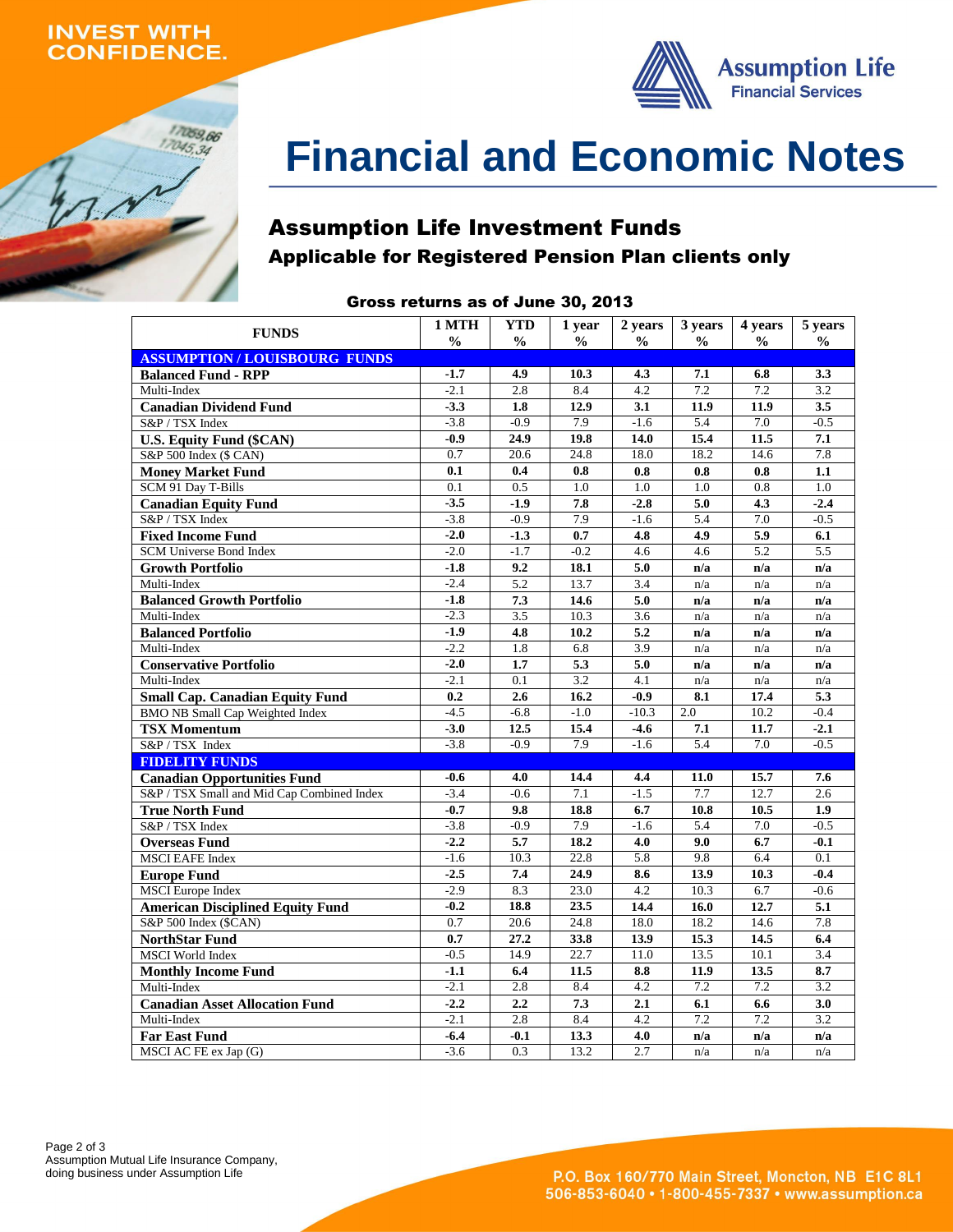INVEST WITH CONFIDENCE.

Assumption Life Financial Services

# Financial and Economic Notes

## Assumption Life Investment Funds

### Applicable for Registered Pension Plan clients only

**Gross returns as of June 30, 2013**

| FUNDS | 1 MTH % | YTD % | 1 year % | 2 years % | 3 years % | 4 years % | 5 years % |
|---|---|---|---|---|---|---|---|
| **ASSUMPTION / LOUISBOURG FUNDS** | | | | | | | |
| **Balanced Fund - RPP** | **-1.7** | **4.9** | **10.3** | **4.3** | **7.1** | **6.8** | **3.3** |
| Multi-Index | -2.1 | 2.8 | 8.4 | 4.2 | 7.2 | 7.2 | 3.2 |
| **Canadian Dividend Fund** | **-3.3** | **1.8** | **12.9** | **3.1** | **11.9** | **11.9** | **3.5** |
| S&P / TSX Index | -3.8 | -0.9 | 7.9 | -1.6 | 5.4 | 7.0 | -0.5 |
| **U.S. Equity Fund ($CAN)** | **-0.9** | **24.9** | **19.8** | **14.0** | **15.4** | **11.5** | **7.1** |
| S&P 500 Index ($ CAN) | 0.7 | 20.6 | 24.8 | 18.0 | 18.2 | 14.6 | 7.8 |
| **Money Market Fund** | **0.1** | **0.4** | **0.8** | **0.8** | **0.8** | **0.8** | **1.1** |
| SCM 91 Day T-Bills | 0.1 | 0.5 | 1.0 | 1.0 | 1.0 | 0.8 | 1.0 |
| **Canadian Equity Fund** | **-3.5** | **-1.9** | **7.8** | **-2.8** | **5.0** | **4.3** | **-2.4** |
| S&P / TSX Index | -3.8 | -0.9 | 7.9 | -1.6 | 5.4 | 7.0 | -0.5 |
| **Fixed Income Fund** | **-2.0** | **-1.3** | **0.7** | **4.8** | **4.9** | **5.9** | **6.1** |
| SCM Universe Bond Index | -2.0 | -1.7 | -0.2 | 4.6 | 4.6 | 5.2 | 5.5 |
| **Growth Portfolio** | **-1.8** | **9.2** | **18.1** | **5.0** | **n/a** | **n/a** | **n/a** |
| Multi-Index | -2.4 | 5.2 | 13.7 | 3.4 | n/a | n/a | n/a |
| **Balanced Growth Portfolio** | **-1.8** | **7.3** | **14.6** | **5.0** | **n/a** | **n/a** | **n/a** |
| Multi-Index | -2.3 | 3.5 | 10.3 | 3.6 | n/a | n/a | n/a |
| **Balanced Portfolio** | **-1.9** | **4.8** | **10.2** | **5.2** | **n/a** | **n/a** | **n/a** |
| Multi-Index | -2.2 | 1.8 | 6.8 | 3.9 | n/a | n/a | n/a |
| **Conservative Portfolio** | **-2.0** | **1.7** | **5.3** | **5.0** | **n/a** | **n/a** | **n/a** |
| Multi-Index | -2.1 | 0.1 | 3.2 | 4.1 | n/a | n/a | n/a |
| **Small Cap. Canadian Equity Fund** | **0.2** | **2.6** | **16.2** | **-0.9** | **8.1** | **17.4** | **5.3** |
| BMO NB Small Cap Weighted Index | -4.5 | -6.8 | -1.0 | -10.3 | 2.0 | 10.2 | -0.4 |
| **TSX Momentum** | **-3.0** | **12.5** | **15.4** | **-4.6** | **7.1** | **11.7** | **-2.1** |
| S&P / TSX Index | -3.8 | -0.9 | 7.9 | -1.6 | 5.4 | 7.0 | -0.5 |
| **FIDELITY FUNDS** | | | | | | | |
| **Canadian Opportunities Fund** | **-0.6** | **4.0** | **14.4** | **4.4** | **11.0** | **15.7** | **7.6** |
| S&P / TSX Small and Mid Cap Combined Index | -3.4 | -0.6 | 7.1 | -1.5 | 7.7 | 12.7 | 2.6 |
| **True North Fund** | **-0.7** | **9.8** | **18.8** | **6.7** | **10.8** | **10.5** | **1.9** |
| S&P / TSX Index | -3.8 | -0.9 | 7.9 | -1.6 | 5.4 | 7.0 | -0.5 |
| **Overseas Fund** | **-2.2** | **5.7** | **18.2** | **4.0** | **9.0** | **6.7** | **-0.1** |
| MSCI EAFE Index | -1.6 | 10.3 | 22.8 | 5.8 | 9.8 | 6.4 | 0.1 |
| **Europe Fund** | **-2.5** | **7.4** | **24.9** | **8.6** | **13.9** | **10.3** | **-0.4** |
| MSCI Europe Index | -2.9 | 8.3 | 23.0 | 4.2 | 10.3 | 6.7 | -0.6 |
| **American Disciplined Equity Fund** | **-0.2** | **18.8** | **23.5** | **14.4** | **16.0** | **12.7** | **5.1** |
| S&P 500 Index ($CAN) | 0.7 | 20.6 | 24.8 | 18.0 | 18.2 | 14.6 | 7.8 |
| **NorthStar Fund** | **0.7** | **27.2** | **33.8** | **13.9** | **15.3** | **14.5** | **6.4** |
| MSCI World Index | -0.5 | 14.9 | 22.7 | 11.0 | 13.5 | 10.1 | 3.4 |
| **Monthly Income Fund** | **-1.1** | **6.4** | **11.5** | **8.8** | **11.9** | **13.5** | **8.7** |
| Multi-Index | -2.1 | 2.8 | 8.4 | 4.2 | 7.2 | 7.2 | 3.2 |
| **Canadian Asset Allocation Fund** | **-2.2** | **2.2** | **7.3** | **2.1** | **6.1** | **6.6** | **3.0** |
| Multi-Index | -2.1 | 2.8 | 8.4 | 4.2 | 7.2 | 7.2 | 3.2 |
| **Far East Fund** | **-6.4** | **-0.1** | **13.3** | **4.0** | **n/a** | **n/a** | **n/a** |
| MSCI AC FE ex Jap (G) | -3.6 | 0.3 | 13.2 | 2.7 | n/a | n/a | n/a |

Assumption Mutual Life Insurance Company, doing business under Assumption Life

P.O. Box 160/770 Main Street, Moncton, NB E1C 8L1
506-853-6040 • 1-800-455-7337 • www.assumption.ca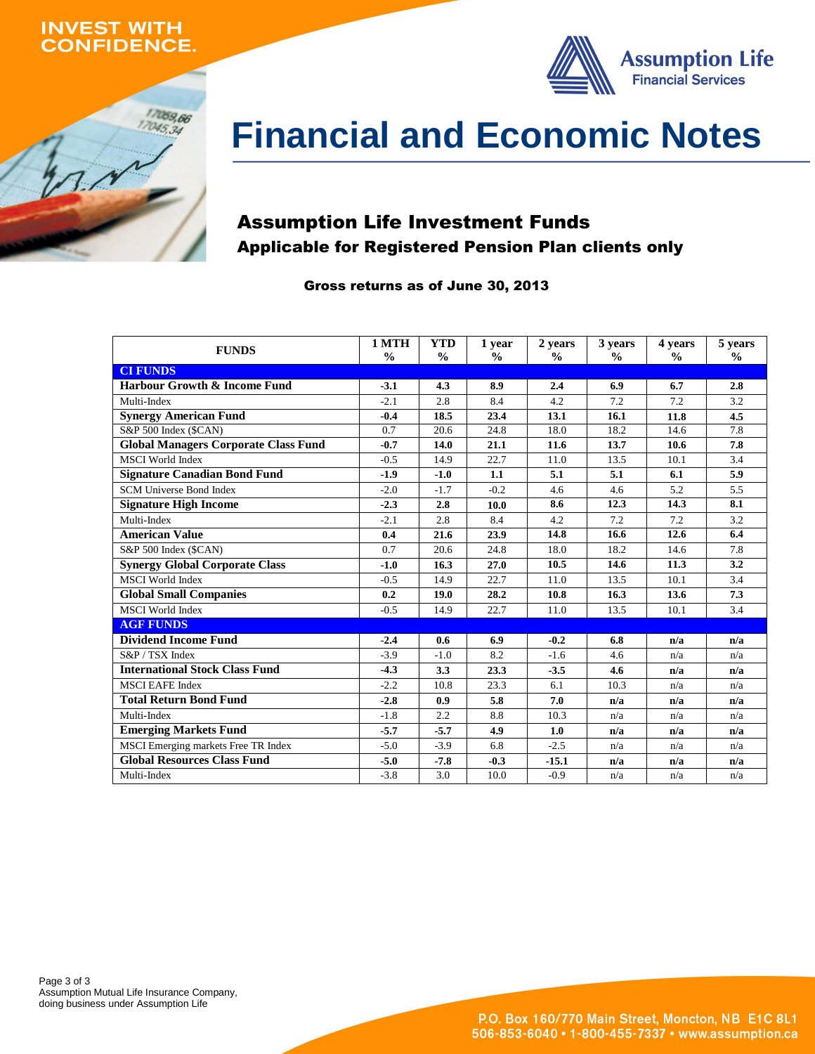INVEST WITH CONFIDENCE.

Assumption Life Financial Services

# Financial and Economic Notes

## Assumption Life Investment Funds

### Applicable for Registered Pension Plan clients only

**Gross returns as of June 30, 2013**

| FUNDS | 1 MTH % | YTD % | 1 year % | 2 years % | 3 years % | 4 years % | 5 years % |
|---|---|---|---|---|---|---|---|
| **CI FUNDS** | | | | | | | |
| **Harbour Growth & Income Fund** | **-3.1** | **4.3** | **8.9** | **2.4** | **6.9** | **6.7** | **2.8** |
| Multi-Index | -2.1 | 2.8 | 8.4 | 4.2 | 7.2 | 7.2 | 3.2 |
| **Synergy American Fund** | **-0.4** | **18.5** | **23.4** | **13.1** | **16.1** | **11.8** | **4.5** |
| S&P 500 Index ($CAN) | 0.7 | 20.6 | 24.8 | 18.0 | 18.2 | 14.6 | 7.8 |
| **Global Managers Corporate Class Fund** | **-0.7** | **14.0** | **21.1** | **11.6** | **13.7** | **10.6** | **7.8** |
| MSCI World Index | -0.5 | 14.9 | 22.7 | 11.0 | 13.5 | 10.1 | 3.4 |
| **Signature Canadian Bond Fund** | **-1.9** | **-1.0** | **1.1** | **5.1** | **5.1** | **6.1** | **5.9** |
| SCM Universe Bond Index | -2.0 | -1.7 | -0.2 | 4.6 | 4.6 | 5.2 | 5.5 |
| **Signature High Income** | **-2.3** | **2.8** | **10.0** | **8.6** | **12.3** | **14.3** | **8.1** |
| Multi-Index | -2.1 | 2.8 | 8.4 | 4.2 | 7.2 | 7.2 | 3.2 |
| **American Value** | **0.4** | **21.6** | **23.9** | **14.8** | **16.6** | **12.6** | **6.4** |
| S&P 500 Index ($CAN) | 0.7 | 20.6 | 24.8 | 18.0 | 18.2 | 14.6 | 7.8 |
| **Synergy Global Corporate Class** | **-1.0** | **16.3** | **27.0** | **10.5** | **14.6** | **11.3** | **3.2** |
| MSCI World Index | -0.5 | 14.9 | 22.7 | 11.0 | 13.5 | 10.1 | 3.4 |
| **Global Small Companies** | **0.2** | **19.0** | **28.2** | **10.8** | **16.3** | **13.6** | **7.3** |
| MSCI World Index | -0.5 | 14.9 | 22.7 | 11.0 | 13.5 | 10.1 | 3.4 |
| **AGF FUNDS** | | | | | | | |
| **Dividend Income Fund** | **-2.4** | **0.6** | **6.9** | **-0.2** | **6.8** | **n/a** | **n/a** |
| S&P / TSX Index | -3.9 | -1.0 | 8.2 | -1.6 | 4.6 | n/a | n/a |
| **International Stock Class Fund** | **-4.3** | **3.3** | **23.3** | **-3.5** | **4.6** | **n/a** | **n/a** |
| MSCI EAFE Index | -2.2 | 10.8 | 23.3 | 6.1 | 10.3 | n/a | n/a |
| **Total Return Bond Fund** | **-2.8** | **0.9** | **5.8** | **7.0** | **n/a** | **n/a** | **n/a** |
| Multi-Index | -1.8 | 2.2 | 8.8 | 10.3 | n/a | n/a | n/a |
| **Emerging Markets Fund** | **-5.7** | **-5.7** | **4.9** | **1.0** | **n/a** | **n/a** | **n/a** |
| MSCI Emerging markets Free TR Index | -5.0 | -3.9 | 6.8 | -2.5 | n/a | n/a | n/a |
| **Global Resources Class Fund** | **-5.0** | **-7.8** | **-0.3** | **-15.1** | **n/a** | **n/a** | **n/a** |
| Multi-Index | -3.8 | 3.0 | 10.0 | -0.9 | n/a | n/a | n/a |

Assumption Mutual Life Insurance Company, doing business under Assumption Life

P.O. Box 160/770 Main Street, Moncton, NB E1C 8L1
506-853-6040 • 1-800-455-7337 • www.assumption.ca